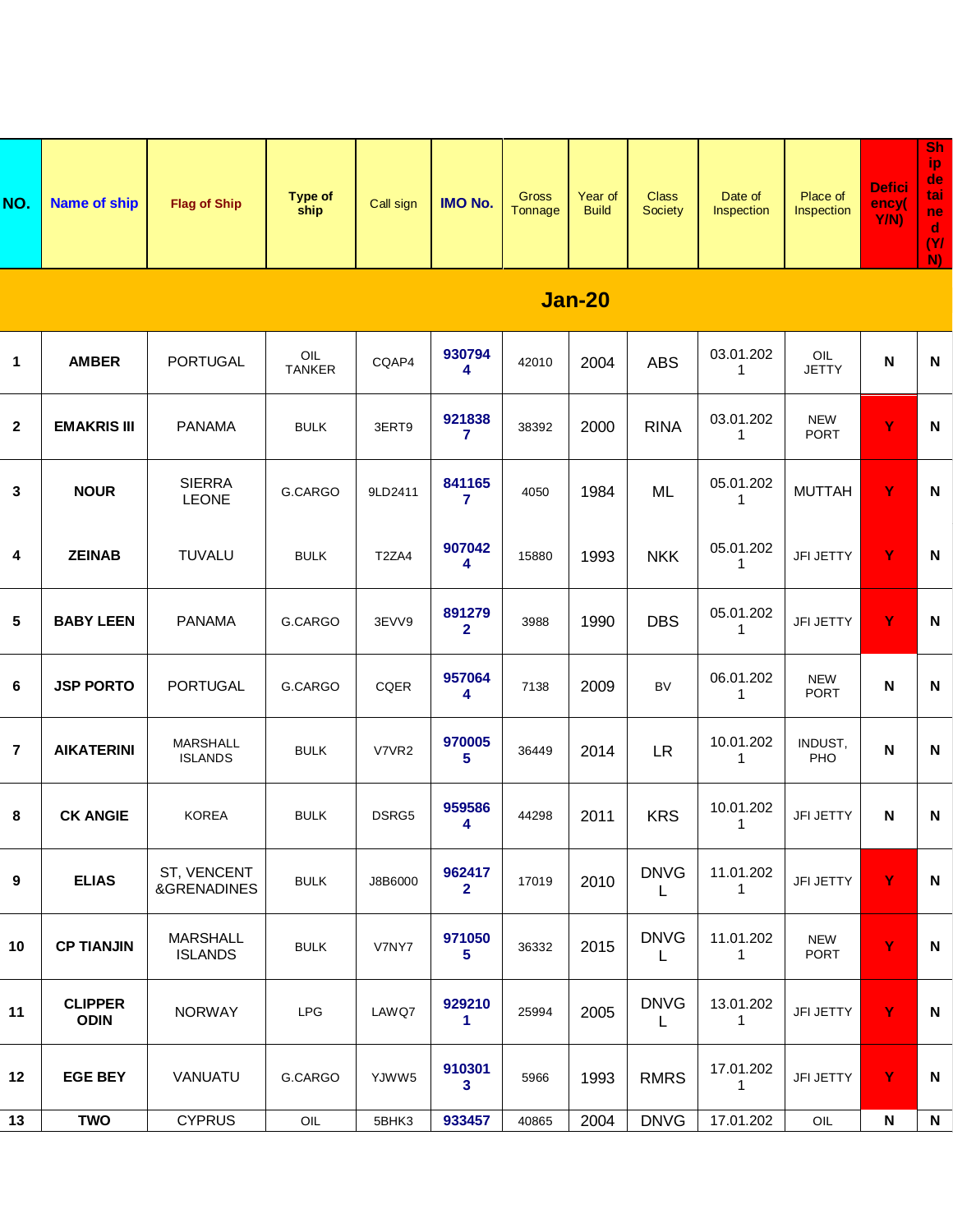| NO. | Name of ship | Flag of Ship | Type of ship | Call sign | IMO No. | Gross Tonnage | Year of Build | Class Society | Date of Inspection | Place of Inspection | Deficiency( Y/N) | Ship detained (Y/N) |
|---|---|---|---|---|---|---|---|---|---|---|---|---|
| **Jan-20** | | | | | | | | | | | | |
| 1 | AMBER | PORTUGAL | OIL TANKER | CQAP4 | 9307944 | 42010 | 2004 | ABS | 03.01.2021 | OIL JETTY | N | N |
| 2 | EMAKRIS III | PANAMA | BULK | 3ERT9 | 9218387 | 38392 | 2000 | RINA | 03.01.2021 | NEW PORT | Y | N |
| 3 | NOUR | SIERRA LEONE | G.CARGO | 9LD2411 | 8411657 | 4050 | 1984 | ML | 05.01.2021 | MUTTAH | Y | N |
| 4 | ZEINAB | TUVALU | BULK | T2ZA4 | 9070424 | 15880 | 1993 | NKK | 05.01.2021 | JFI JETTY | Y | N |
| 5 | BABY LEEN | PANAMA | G.CARGO | 3EVV9 | 8912792 | 3988 | 1990 | DBS | 05.01.2021 | JFI JETTY | Y | N |
| 6 | JSP PORTO | PORTUGAL | G.CARGO | CQER | 9570644 | 7138 | 2009 | BV | 06.01.2021 | NEW PORT | N | N |
| 7 | AIKATERINI | MARSHALL ISLANDS | BULK | V7VR2 | 9700055 | 36449 | 2014 | LR | 10.01.2021 | INDUST, PHO | N | N |
| 8 | CK ANGIE | KOREA | BULK | DSRG5 | 9595864 | 44298 | 2011 | KRS | 10.01.2021 | JFI JETTY | N | N |
| 9 | ELIAS | ST, VENCENT &GRENADINES | BULK | J8B6000 | 9624172 | 17019 | 2010 | DNVGL | 11.01.2021 | JFI JETTY | Y | N |
| 10 | CP TIANJIN | MARSHALL ISLANDS | BULK | V7NY7 | 9710505 | 36332 | 2015 | DNVGL | 11.01.2021 | NEW PORT | Y | N |
| 11 | CLIPPER ODIN | NORWAY | LPG | LAWQ7 | 9292101 | 25994 | 2005 | DNVGL | 13.01.2021 | JFI JETTY | Y | N |
| 12 | EGE BEY | VANUATU | G.CARGO | YJWW5 | 9103013 | 5966 | 1993 | RMRS | 17.01.2021 | JFI JETTY | Y | N |
| 13 | TWO | CYPRUS | OIL | 5BHK3 | 933457 | 40865 | 2004 | DNVG | 17.01.202 | OIL | N | N |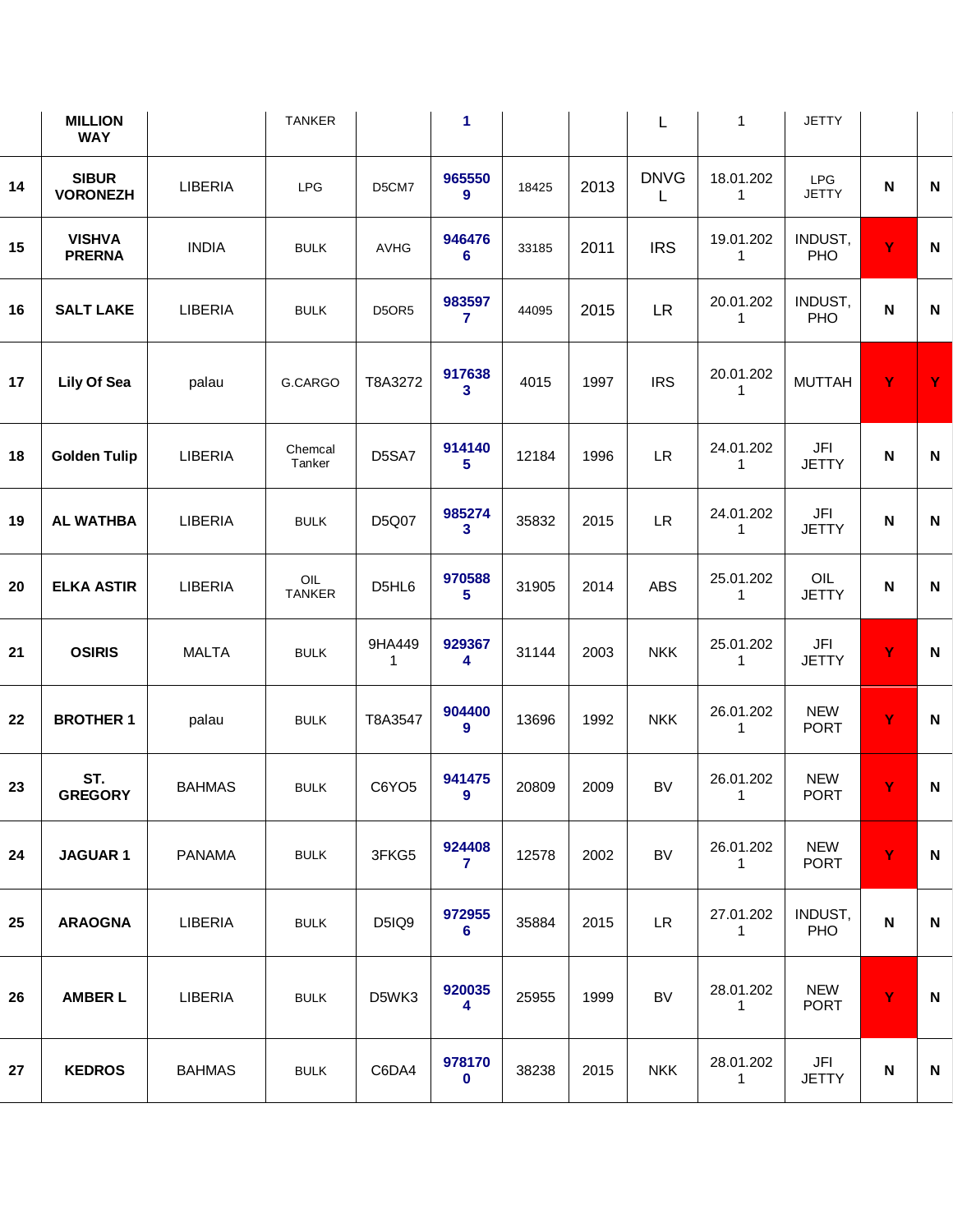| | MILLION WAY | | TANKER | | 1 | | | L | 1 | JETTY | | |
|---|---|---|---|---|---|---|---|---|---|---|---|---|
| 14 | SIBUR VORONEZH | LIBERIA | LPG | D5CM7 | 9655509 | 18425 | 2013 | DNVGL | 18.01.2021 | LPG JETTY | N | N |
| 15 | VISHVA PRERNA | INDIA | BULK | AVHG | 9464766 | 33185 | 2011 | IRS | 19.01.2021 | INDUST, PHO | Y | N |
| 16 | SALT LAKE | LIBERIA | BULK | D5OR5 | 9835977 | 44095 | 2015 | LR | 20.01.2021 | INDUST, PHO | N | N |
| 17 | Lily Of Sea | palau | G.CARGO | T8A3272 | 9176383 | 4015 | 1997 | IRS | 20.01.2021 | MUTTAH | Y | Y |
| 18 | Golden Tulip | LIBERIA | Chemcal Tanker | D5SA7 | 9141405 | 12184 | 1996 | LR | 24.01.2021 | JFI JETTY | N | N |
| 19 | AL WATHBA | LIBERIA | BULK | D5Q07 | 9852743 | 35832 | 2015 | LR | 24.01.2021 | JFI JETTY | N | N |
| 20 | ELKA ASTIR | LIBERIA | OIL TANKER | D5HL6 | 9705885 | 31905 | 2014 | ABS | 25.01.2021 | OIL JETTY | N | N |
| 21 | OSIRIS | MALTA | BULK | 9HA4491 | 9293674 | 31144 | 2003 | NKK | 25.01.2021 | JFI JETTY | Y | N |
| 22 | BROTHER 1 | palau | BULK | T8A3547 | 9044009 | 13696 | 1992 | NKK | 26.01.2021 | NEW PORT | Y | N |
| 23 | ST. GREGORY | BAHMAS | BULK | C6YO5 | 9414759 | 20809 | 2009 | BV | 26.01.2021 | NEW PORT | Y | N |
| 24 | JAGUAR 1 | PANAMA | BULK | 3FKG5 | 9244087 | 12578 | 2002 | BV | 26.01.2021 | NEW PORT | Y | N |
| 25 | ARAOGNA | LIBERIA | BULK | D5IQ9 | 9729556 | 35884 | 2015 | LR | 27.01.2021 | INDUST, PHO | N | N |
| 26 | AMBER L | LIBERIA | BULK | D5WK3 | 9200354 | 25955 | 1999 | BV | 28.01.2021 | NEW PORT | Y | N |
| 27 | KEDROS | BAHMAS | BULK | C6DA4 | 9781700 | 38238 | 2015 | NKK | 28.01.2021 | JFI JETTY | N | N |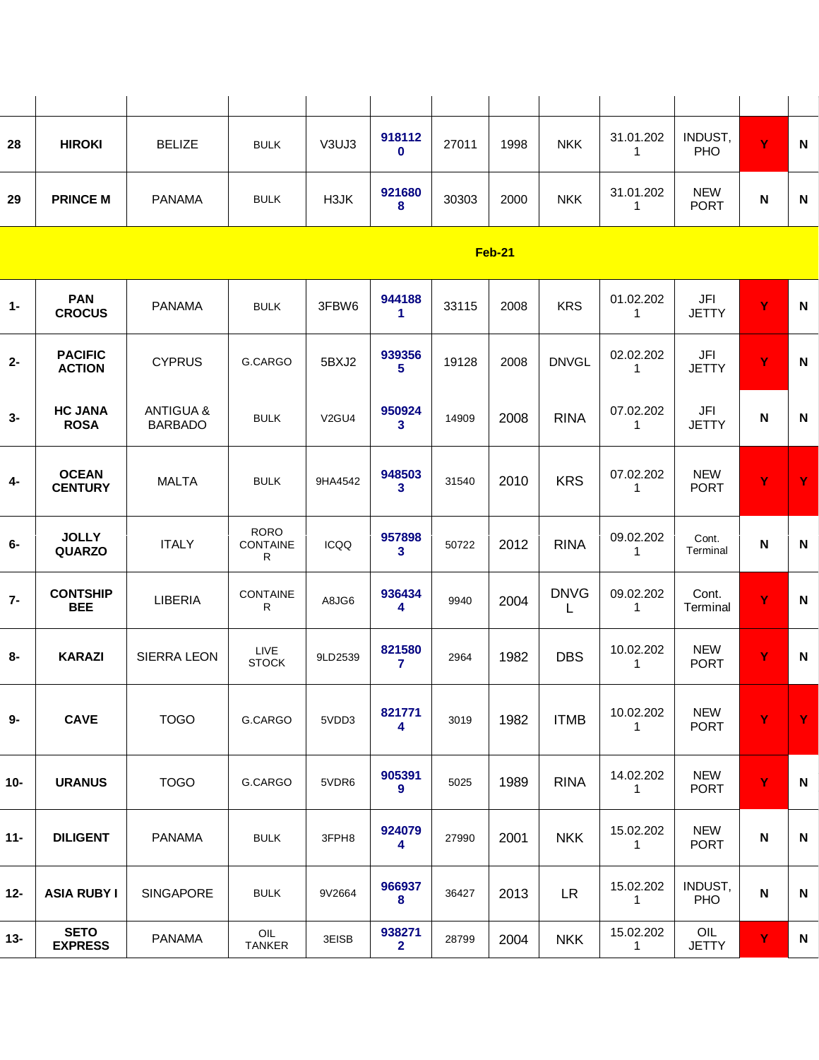| | | | | | | | | | | | | |
|---|---|---|---|---|---|---|---|---|---|---|---|---|
| 28 | **HIROKI** | BELIZE | BULK | V3UJ3 | **9181120** | 27011 | 1998 | NKK | 31.01.2021 | INDUST, PHO | **Y** | **N** |
| 29 | **PRINCE M** | PANAMA | BULK | H3JK | **9216808** | 30303 | 2000 | NKK | 31.01.2021 | NEW PORT | **N** | **N** |
| **Feb-21** | | | | | | | | | | | | |
| 1- | **PAN CROCUS** | PANAMA | BULK | 3FBW6 | **9441881** | 33115 | 2008 | KRS | 01.02.2021 | JFI JETTY | **Y** | **N** |
| 2- | **PACIFIC ACTION** | CYPRUS | G.CARGO | 5BXJ2 | **9393565** | 19128 | 2008 | DNVGL | 02.02.2021 | JFI JETTY | **Y** | **N** |
| 3- | **HC JANA ROSA** | ANTIGUA & BARBADO | BULK | V2GU4 | **9509243** | 14909 | 2008 | RINA | 07.02.2021 | JFI JETTY | **N** | **N** |
| 4- | **OCEAN CENTURY** | MALTA | BULK | 9HA4542 | **9485033** | 31540 | 2010 | KRS | 07.02.2021 | NEW PORT | **Y** | **Y** |
| 6- | **JOLLY QUARZO** | ITALY | RORO CONTAINER | ICQQ | **9578983** | 50722 | 2012 | RINA | 09.02.2021 | Cont. Terminal | **N** | **N** |
| 7- | **CONTSHIP BEE** | LIBERIA | CONTAINER | A8JG6 | **9364344** | 9940 | 2004 | DNVGL | 09.02.2021 | Cont. Terminal | **Y** | **N** |
| 8- | **KARAZI** | SIERRA LEON | LIVE STOCK | 9LD2539 | **8215807** | 2964 | 1982 | DBS | 10.02.2021 | NEW PORT | **Y** | **N** |
| 9- | **CAVE** | TOGO | G.CARGO | 5VDD3 | **8217714** | 3019 | 1982 | ITMB | 10.02.2021 | NEW PORT | **Y** | **Y** |
| 10- | **URANUS** | TOGO | G.CARGO | 5VDR6 | **9053919** | 5025 | 1989 | RINA | 14.02.2021 | NEW PORT | **Y** | **N** |
| 11- | **DILIGENT** | PANAMA | BULK | 3FPH8 | **9240794** | 27990 | 2001 | NKK | 15.02.2021 | NEW PORT | **N** | **N** |
| 12- | **ASIA RUBY I** | SINGAPORE | BULK | 9V2664 | **9669378** | 36427 | 2013 | LR | 15.02.2021 | INDUST, PHO | **N** | **N** |
| 13- | **SETO EXPRESS** | PANAMA | OIL TANKER | 3EISB | **9382712** | 28799 | 2004 | NKK | 15.02.2021 | OIL JETTY | **Y** | **N** |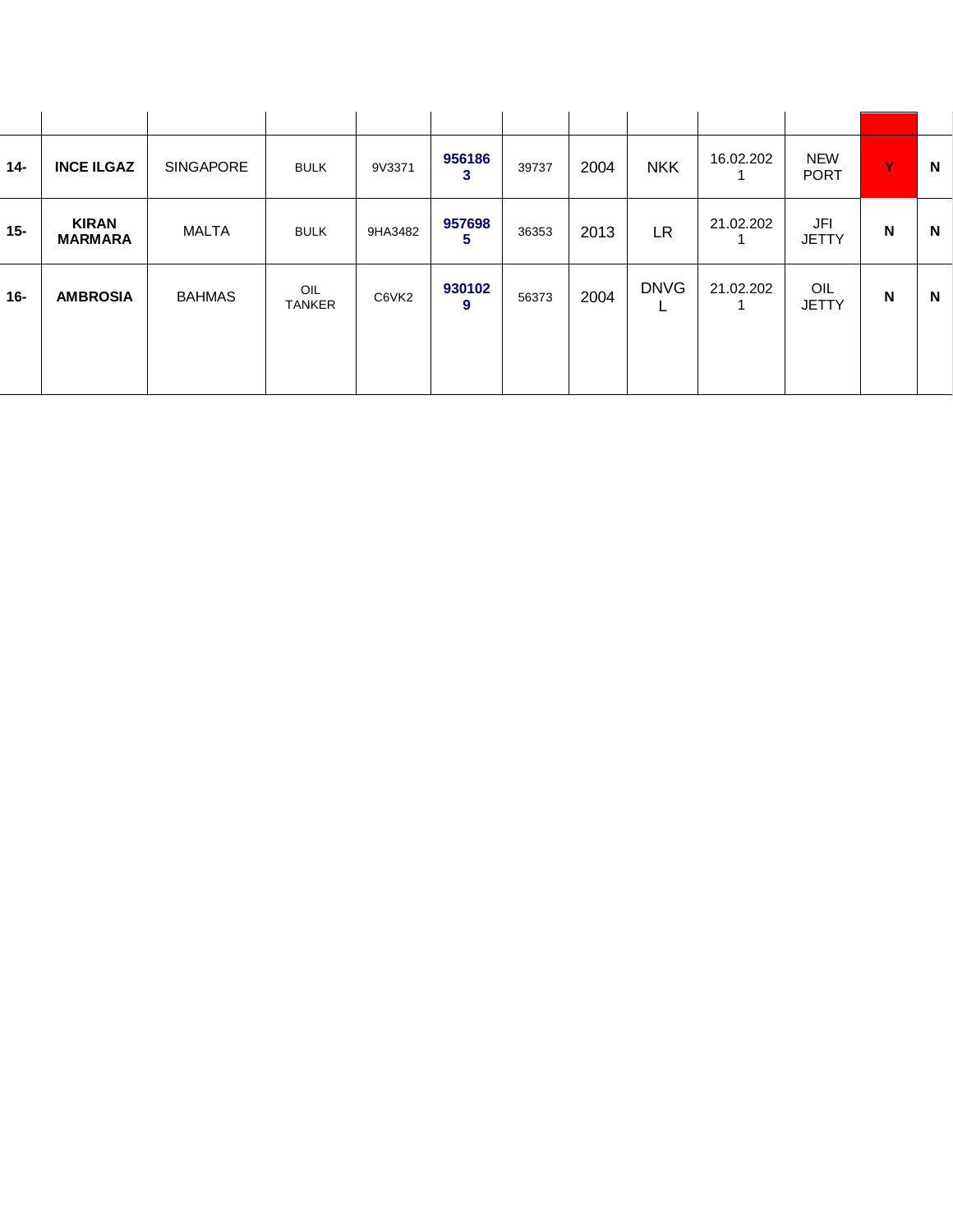| | | | | | | | | | | | | | |
|---|---|---|---|---|---|---|---|---|---|---|---|---|---|
| 14- | **INCE ILGAZ** | SINGAPORE | BULK | 9V3371 | **9561863** | 39737 | 2004 | NKK | 16.02.2021 | NEW PORT | **Y** | **N** |
| 15- | **KIRAN MARMARA** | MALTA | BULK | 9HA3482 | **9576985** | 36353 | 2013 | LR | 21.02.2021 | JFI JETTY | **N** | **N** |
| 16- | **AMBROSIA** | BAHMAS | OIL TANKER | C6VK2 | **9301029** | 56373 | 2004 | DNVGL | 21.02.2021 | OIL JETTY | **N** | **N** |